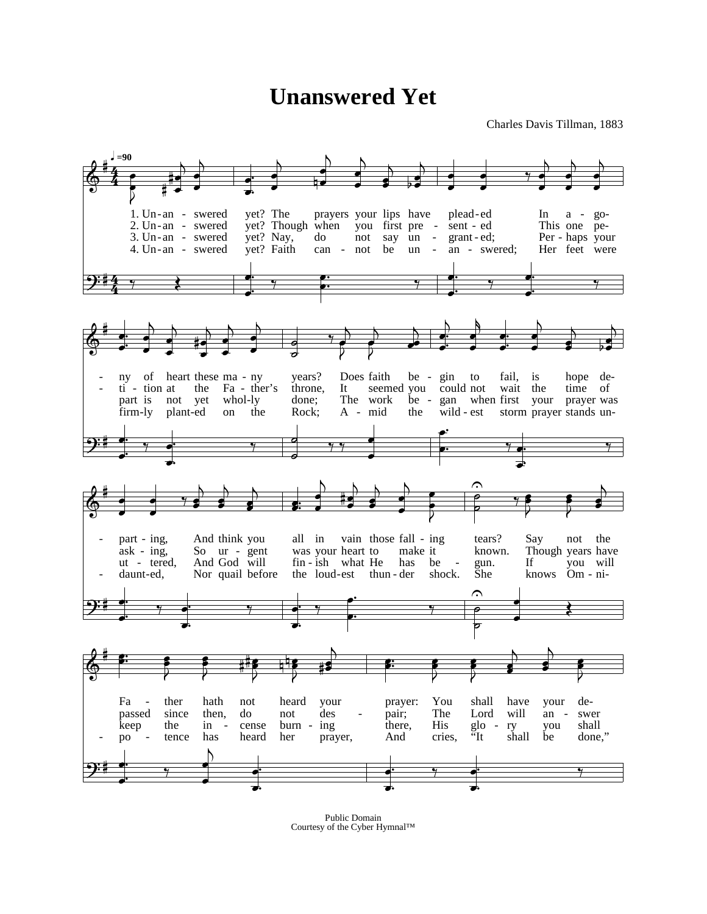# Unanswered Yet

Charles Davis Tillman, 1883

♩=90

1. Unanswered yet? The prayers your lips have pleaded
In agony of heart these many years?
Does faith begin to fail, is hope departing,
And think you all in vain those falling tears?
Say not the Father hath not heard your prayer:
You shall have your de-

2. Unanswered yet? Though when you first presented
This one petition at the Father's throne,
It seemed you could not wait the time of asking,
So urgent was your heart to make it known.
Though years have passed since then, do not despair;
The Lord will answer

3. Unanswered yet? Nay, do not say ungranted;
Perhaps your part is not yet wholly done;
The work began when first your prayer was uttered,
And God will finish what He has begun.
If you will keep the incense burning there,
His glory you shall

4. Unanswered yet? Faith cannot be unanswered;
Her feet were firmly planted on the Rock;
Amid the wildest storm prayer stands undaunted,
Nor quail before the loudest thunder shock.
She knows Omnipotence has heard her prayer,
And cries, "It shall be done,"

Public Domain
Courtesy of the Cyber Hymnal™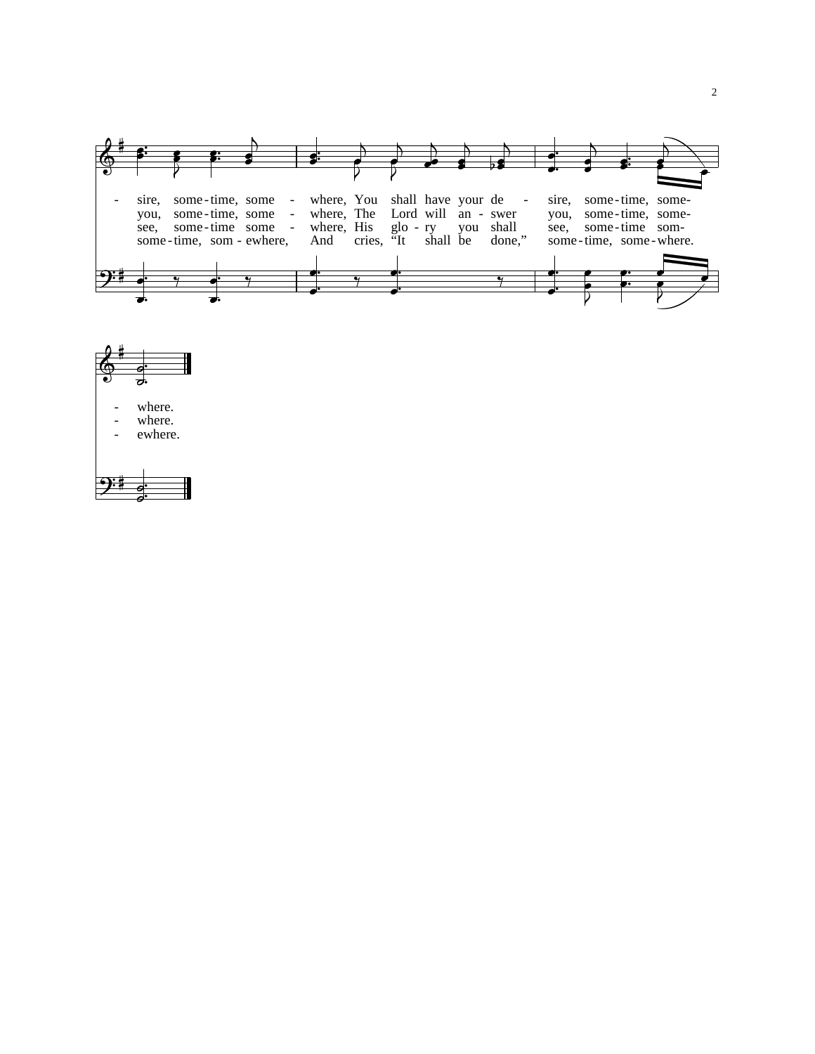- sire, some-time, some - where, You shall have your de - sire, some-time, some-
you, some-time, some - where, The Lord will an - swer you, some-time, some-
see, some-time some - where, His glo - ry you shall see, some-time som-
some-time, som - ewhere, And cries, "It shall be done," some-time, some-where.

- where.
- where.
- ewhere.